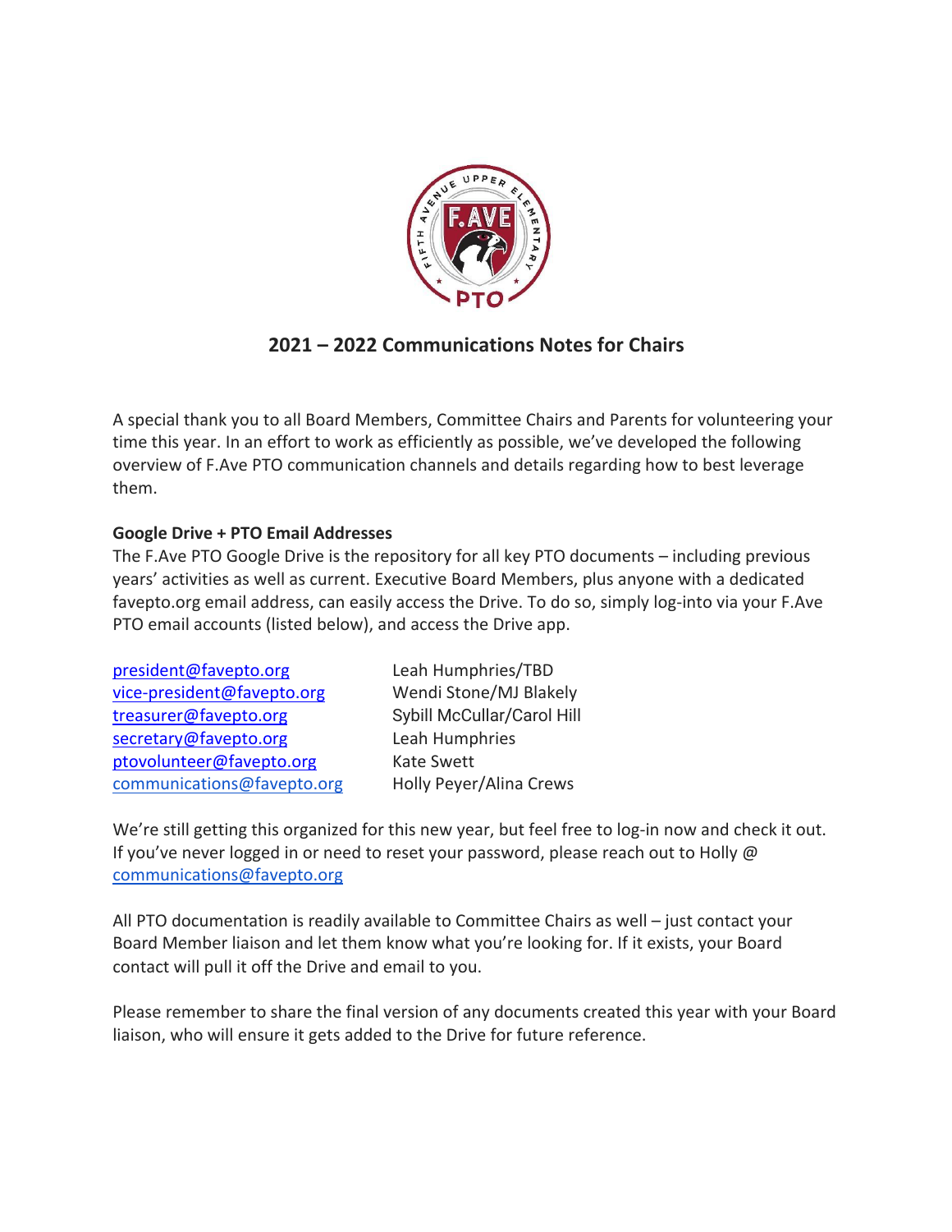## 2021 – 2022 Communications Notes for Chairs

A special thank you to all Board Members, Committee Chairs and Parents for volunteering your time this year. In an effort to work as efficiently as possible, we've developed the following overview of F.Ave PTO communication channels and details regarding how to best leverage them.

**Google Drive + PTO Email Addresses**

The F.Ave PTO Google Drive is the repository for all key PTO documents – including previous years' activities as well as current. Executive Board Members, plus anyone with a dedicated favepto.org email address, can easily access the Drive. To do so, simply log-into via your F.Ave PTO email accounts (listed below), and access the Drive app.

| | |
|---|---|
| president@favepto.org | Leah Humphies/TBD |
| vice-president@favepto.org | Wendi Stone/MJ Blakely |
| treasurer@favepto.org | Sybill McCullar/Carol Hill |
| secretary@favepto.org | Leah Humphries |
| ptovolunteer@favepto.org | Kate Swett |
| communications@favepto.org | Holly Peyer/Alina Crews |

We're still getting this organized for this new year, but feel free to log-in now and check it out. If you've never logged in or need to reset your password, please reach out to Holly @ communications@favepto.org

All PTO documentation is readily available to Committee Chairs as well – just contact your Board Member liaison and let them know what you're looking for. If it exists, your Board contact will pull it off the Drive and email to you.

Please remember to share the final version of any documents created this year with your Board liaison, who will ensure it gets added to the Drive for future reference.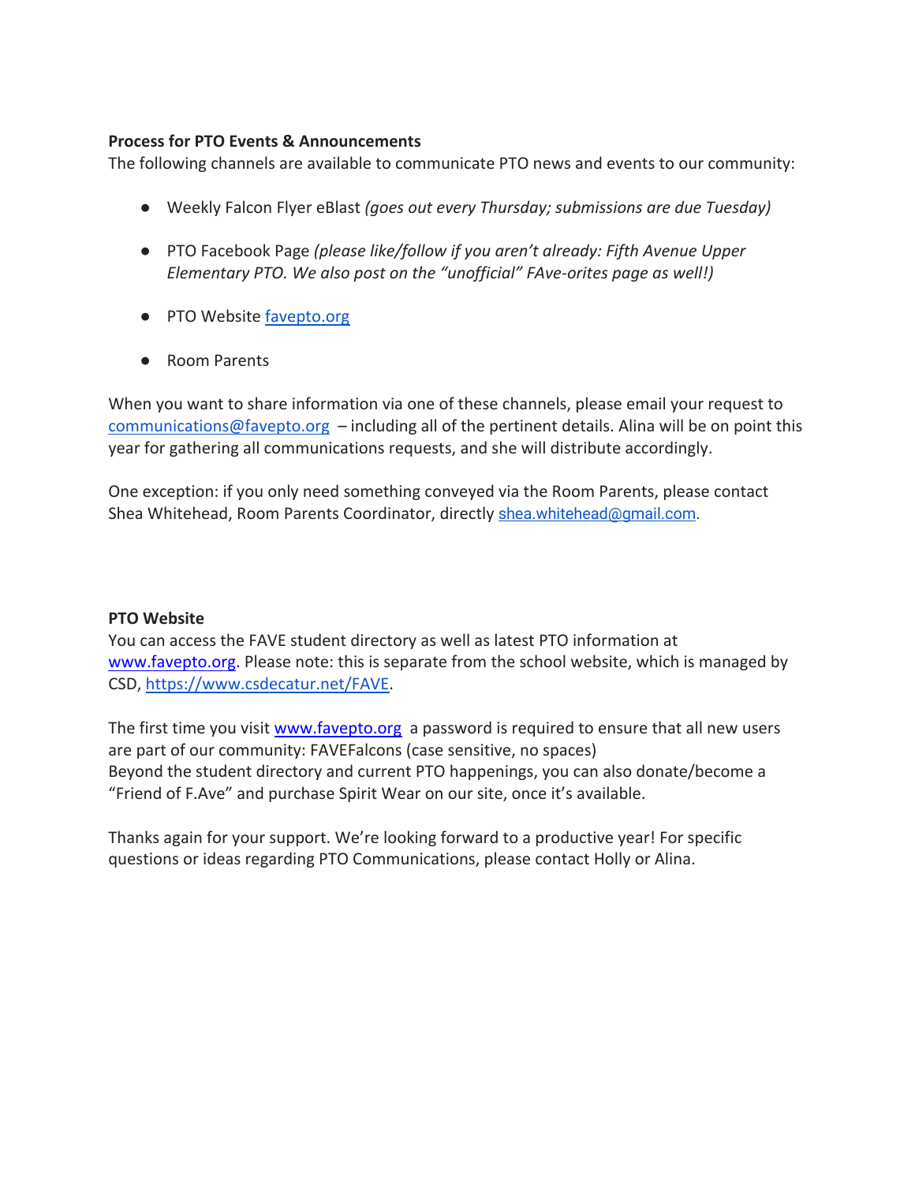**Process for PTO Events & Announcements**

The following channels are available to communicate PTO news and events to our community:

- Weekly Falcon Flyer eBlast *(goes out every Thursday; submissions are due Tuesday)*
- PTO Facebook Page *(please like/follow if you aren't already: Fifth Avenue Upper Elementary PTO. We also post on the "unofficial" FAve-orites page as well!)*
- PTO Website favepto.org
- Room Parents

When you want to share information via one of these channels, please email your request to communications@favepto.org – including all of the pertinent details. Alina will be on point this year for gathering all communications requests, and she will distribute accordingly.

One exception: if you only need something conveyed via the Room Parents, please contact Shea Whitehead, Room Parents Coordinator, directly shea.whitehead@gmail.com.

**PTO Website**

You can access the FAVE student directory as well as latest PTO information at www.favepto.org. Please note: this is separate from the school website, which is managed by CSD, https://www.csdecatur.net/FAVE.

The first time you visit www.favepto.org a password is required to ensure that all new users are part of our community: FAVEFalcons (case sensitive, no spaces)
Beyond the student directory and current PTO happenings, you can also donate/become a "Friend of F.Ave" and purchase Spirit Wear on our site, once it's available.

Thanks again for your support. We're looking forward to a productive year! For specific questions or ideas regarding PTO Communications, please contact Holly or Alina.